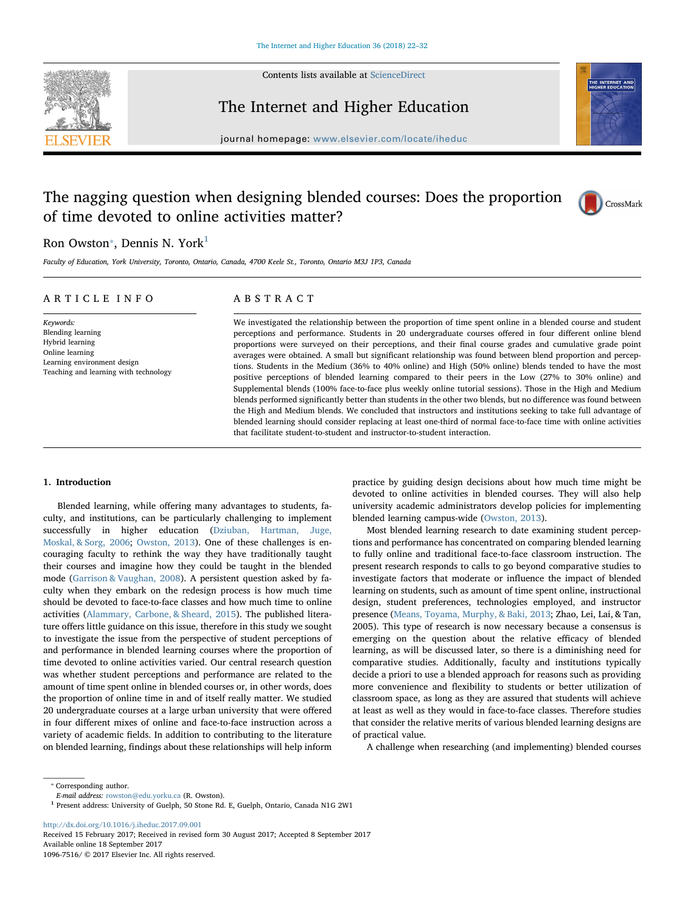# The nagging question when designing blended courses: Does the proportion of time devoted to online activities matter?

Ron Owston*, Dennis N. York[1]

*Faculty of Education, York University, Toronto, Ontario, Canada, 4700 Keele St., Toronto, Ontario M3J 1P3, Canada*

## ARTICLE INFO

*Keywords:*
Blending learning
Hybrid learning
Online learning
Learning environment design
Teaching and learning with technology

## ABSTRACT

We investigated the relationship between the proportion of time spent online in a blended course and student perceptions and performance. Students in 20 undergraduate courses offered in four different online blend proportions were surveyed on their perceptions, and their final course grades and cumulative grade point averages were obtained. A small but significant relationship was found between blend proportion and perceptions. Students in the Medium (36% to 40% online) and High (50% online) blends tended to have the most positive perceptions of blended learning compared to their peers in the Low (27% to 30% online) and Supplemental blends (100% face-to-face plus weekly online tutorial sessions). Those in the High and Medium blends performed significantly better than students in the other two blends, but no difference was found between the High and Medium blends. We concluded that instructors and institutions seeking to take full advantage of blended learning should consider replacing at least one-third of normal face-to-face time with online activities that facilitate student-to-student and instructor-to-student interaction.

## 1. Introduction

Blended learning, while offering many advantages to students, faculty, and institutions, can be particularly challenging to implement successfully in higher education (Dziuban, Hartman, Juge, Moskal, & Sorg, 2006; Owston, 2013). One of these challenges is encouraging faculty to rethink the way they have traditionally taught their courses and imagine how they could be taught in the blended mode (Garrison & Vaughan, 2008). A persistent question asked by faculty when they embark on the redesign process is how much time should be devoted to face-to-face classes and how much time to online activities (Alammary, Carbone, & Sheard, 2015). The published literature offers little guidance on this issue, therefore in this study we sought to investigate the issue from the perspective of student perceptions of and performance in blended learning courses where the proportion of time devoted to online activities varied. Our central research question was whether student perceptions and performance are related to the amount of time spent online in blended courses or, in other words, does the proportion of online time in and of itself really matter. We studied 20 undergraduate courses at a large urban university that were offered in four different mixes of online and face-to-face instruction across a variety of academic fields. In addition to contributing to the literature on blended learning, findings about these relationships will help inform practice by guiding design decisions about how much time might be devoted to online activities in blended courses. They will also help university academic administrators develop policies for implementing blended learning campus-wide (Owston, 2013).

Most blended learning research to date examining student perceptions and performance has concentrated on comparing blended learning to fully online and traditional face-to-face classroom instruction. The present research responds to calls to go beyond comparative studies to investigate factors that moderate or influence the impact of blended learning on students, such as amount of time spent online, instructional design, student preferences, technologies employed, and instructor presence (Means, Toyama, Murphy, & Baki, 2013; Zhao, Lei, Lai, & Tan, 2005). This type of research is now necessary because a consensus is emerging on the question about the relative efficacy of blended learning, as will be discussed later, so there is a diminishing need for comparative studies. Additionally, faculty and institutions typically decide a priori to use a blended approach for reasons such as providing more convenience and flexibility to students or better utilization of classroom space, as long as they are assured that students will achieve at least as well as they would in face-to-face classes. Therefore studies that consider the relative merits of various blended learning designs are of practical value.

A challenge when researching (and implementing) blended courses

---

* Corresponding author.
*E-mail address:* rowston@edu.yorku.ca (R. Owston).
[1] Present address: University of Guelph, 50 Stone Rd. E, Guelph, Ontario, Canada N1G 2W1

http://dx.doi.org/10.1016/j.iheduc.2017.09.001
Received 15 February 2017; Received in revised form 30 August 2017; Accepted 8 September 2017
Available online 18 September 2017
1096-7516/ © 2017 Elsevier Inc. All rights reserved.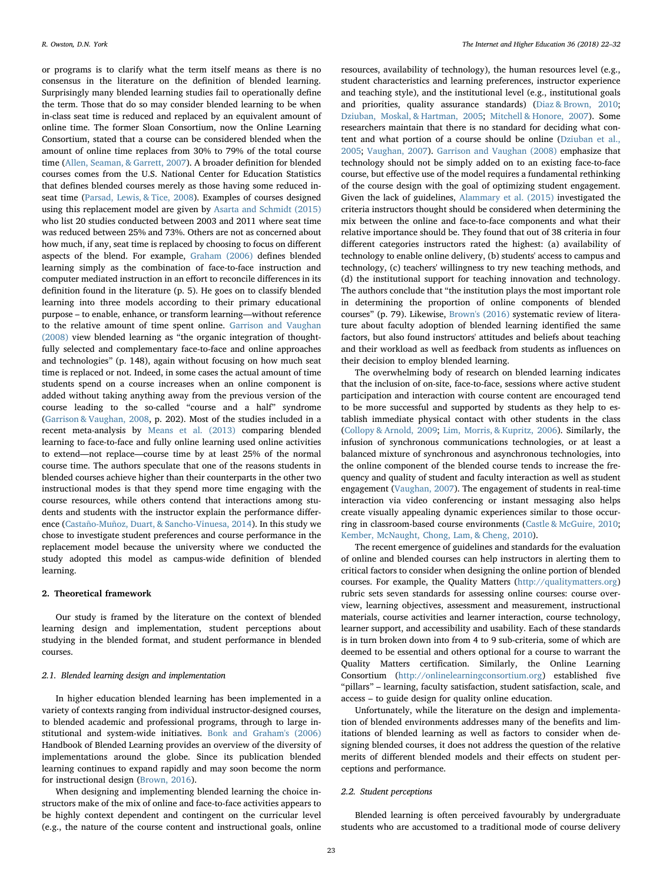or programs is to clarify what the term itself means as there is no consensus in the literature on the definition of blended learning. Surprisingly many blended learning studies fail to operationally define the term. Those that do so may consider blended learning to be when in-class seat time is reduced and replaced by an equivalent amount of online time. The former Sloan Consortium, now the Online Learning Consortium, stated that a course can be considered blended when the amount of online time replaces from 30% to 79% of the total course time (Allen, Seaman, & Garrett, 2007). A broader definition for blended courses comes from the U.S. National Center for Education Statistics that defines blended courses merely as those having some reduced in-seat time (Parsad, Lewis, & Tice, 2008). Examples of courses designed using this replacement model are given by Asarta and Schmidt (2015) who list 20 studies conducted between 2003 and 2011 where seat time was reduced between 25% and 73%. Others are not as concerned about how much, if any, seat time is replaced by choosing to focus on different aspects of the blend. For example, Graham (2006) defines blended learning simply as the combination of face-to-face instruction and computer mediated instruction in an effort to reconcile differences in its definition found in the literature (p. 5). He goes on to classify blended learning into three models according to their primary educational purpose – to enable, enhance, or transform learning—without reference to the relative amount of time spent online. Garrison and Vaughan (2008) view blended learning as "the organic integration of thoughtfully selected and complementary face-to-face and online approaches and technologies" (p. 148), again without focusing on how much seat time is replaced or not. Indeed, in some cases the actual amount of time students spend on a course increases when an online component is added without taking anything away from the previous version of the course leading to the so-called "course and a half" syndrome (Garrison & Vaughan, 2008, p. 202). Most of the studies included in a recent meta-analysis by Means et al. (2013) comparing blended learning to face-to-face and fully online learning used online activities to extend—not replace—course time by at least 25% of the normal course time. The authors speculate that one of the reasons students in blended courses achieve higher than their counterparts in the other two instructional modes is that they spend more time engaging with the course resources, while others contend that interactions among students and students with the instructor explain the performance difference (Castaño-Muñoz, Duart, & Sancho-Vinuesa, 2014). In this study we chose to investigate student preferences and course performance in the replacement model because the university where we conducted the study adopted this model as campus-wide definition of blended learning.

## 2. Theoretical framework

Our study is framed by the literature on the context of blended learning design and implementation, student perceptions about studying in the blended format, and student performance in blended courses.

### 2.1. Blended learning design and implementation

In higher education blended learning has been implemented in a variety of contexts ranging from individual instructor-designed courses, to blended academic and professional programs, through to large institutional and system-wide initiatives. Bonk and Graham's (2006) Handbook of Blended Learning provides an overview of the diversity of implementations around the globe. Since its publication blended learning continues to expand rapidly and may soon become the norm for instructional design (Brown, 2016).

When designing and implementing blended learning the choice instructors make of the mix of online and face-to-face activities appears to be highly context dependent and contingent on the curricular level (e.g., the nature of the course content and instructional goals, online resources, availability of technology), the human resources level (e.g., student characteristics and learning preferences, instructor experience and teaching style), and the institutional level (e.g., institutional goals and priorities, quality assurance standards) (Diaz & Brown, 2010; Dziuban, Moskal, & Hartman, 2005; Mitchell & Honore, 2007). Some researchers maintain that there is no standard for deciding what content and what portion of a course should be online (Dziuban et al., 2005; Vaughan, 2007). Garrison and Vaughan (2008) emphasize that technology should not be simply added on to an existing face-to-face course, but effective use of the model requires a fundamental rethinking of the course design with the goal of optimizing student engagement. Given the lack of guidelines, Alammary et al. (2015) investigated the criteria instructors thought should be considered when determining the mix between the online and face-to-face components and what their relative importance should be. They found that out of 38 criteria in four different categories instructors rated the highest: (a) availability of technology to enable online delivery, (b) students' access to campus and technology, (c) teachers' willingness to try new teaching methods, and (d) the institutional support for teaching innovation and technology. The authors conclude that "the institution plays the most important role in determining the proportion of online components of blended courses" (p. 79). Likewise, Brown's (2016) systematic review of literature about faculty adoption of blended learning identified the same factors, but also found instructors' attitudes and beliefs about teaching and their workload as well as feedback from students as influences on their decision to employ blended learning.

The overwhelming body of research on blended learning indicates that the inclusion of on-site, face-to-face, sessions where active student participation and interaction with course content are encouraged tend to be more successful and supported by students as they help to establish immediate physical contact with other students in the class (Collopy & Arnold, 2009; Lim, Morris, & Kupritz, 2006). Similarly, the infusion of synchronous communications technologies, or at least a balanced mixture of synchronous and asynchronous technologies, into the online component of the blended course tends to increase the frequency and quality of student and faculty interaction as well as student engagement (Vaughan, 2007). The engagement of students in real-time interaction via video conferencing or instant messaging also helps create visually appealing dynamic experiences similar to those occurring in classroom-based course environments (Castle & McGuire, 2010; Kember, McNaught, Chong, Lam, & Cheng, 2010).

The recent emergence of guidelines and standards for the evaluation of online and blended courses can help instructors in alerting them to critical factors to consider when designing the online portion of blended courses. For example, the Quality Matters (http://qualitymatters.org) rubric sets seven standards for assessing online courses: course overview, learning objectives, assessment and measurement, instructional materials, course activities and learner interaction, course technology, learner support, and accessibility and usability. Each of these standards is in turn broken down into from 4 to 9 sub-criteria, some of which are deemed to be essential and others optional for a course to warrant the Quality Matters certification. Similarly, the Online Learning Consortium (http://onlinelearningconsortium.org) established five "pillars" – learning, faculty satisfaction, student satisfaction, scale, and access – to guide design for quality online education.

Unfortunately, while the literature on the design and implementation of blended environments addresses many of the benefits and limitations of blended learning as well as factors to consider when designing blended courses, it does not address the question of the relative merits of different blended models and their effects on student perceptions and performance.

### 2.2. Student perceptions

Blended learning is often perceived favourably by undergraduate students who are accustomed to a traditional mode of course delivery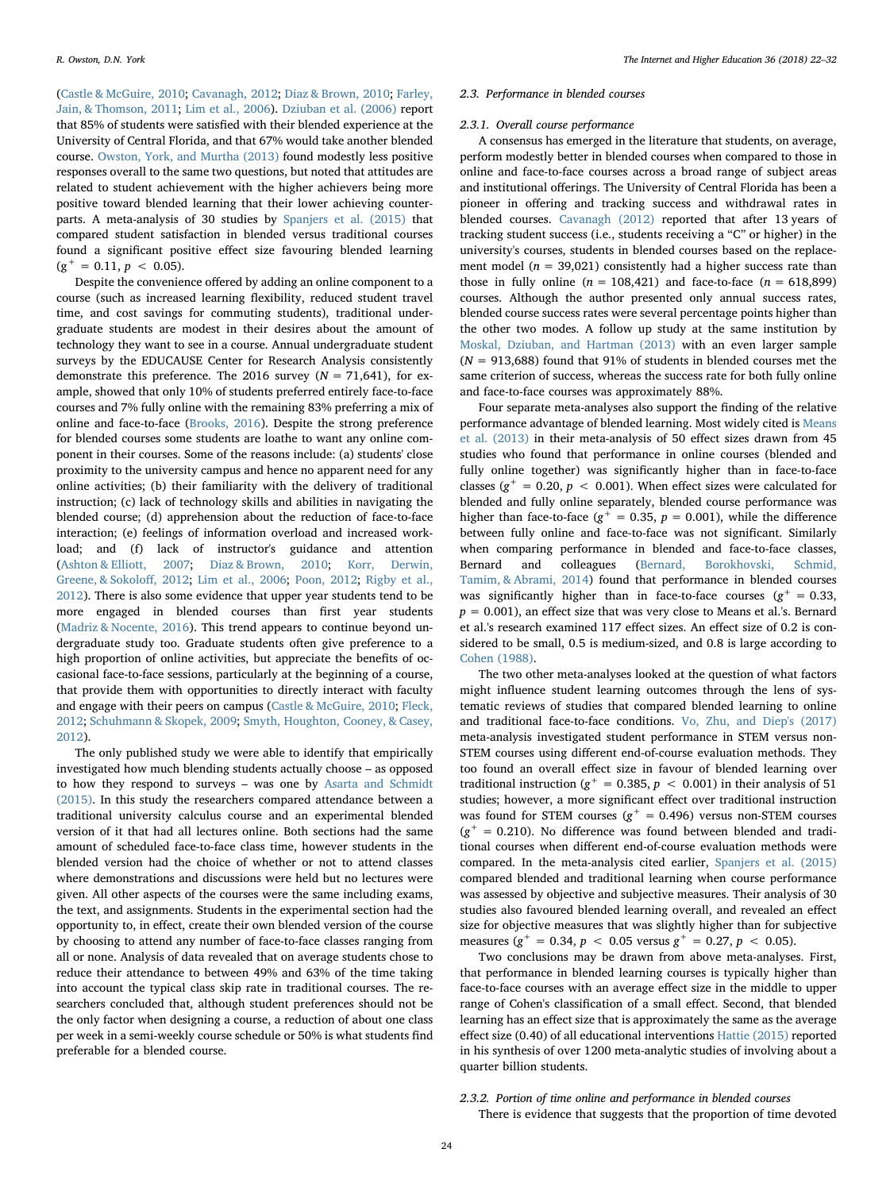(Castle & McGuire, 2010; Cavanagh, 2012; Diaz & Brown, 2010; Farley, Jain, & Thomson, 2011; Lim et al., 2006). Dziuban et al. (2006) report that 85% of students were satisfied with their blended experience at the University of Central Florida, and that 67% would take another blended course. Owston, York, and Murtha (2013) found modestly less positive responses overall to the same two questions, but noted that attitudes are related to student achievement with the higher achievers being more positive toward blended learning that their lower achieving counterparts. A meta-analysis of 30 studies by Spanjers et al. (2015) that compared student satisfaction in blended versus traditional courses found a significant positive effect size favouring blended learning ($g^+ = 0.11$, $p < 0.05$).

Despite the convenience offered by adding an online component to a course (such as increased learning flexibility, reduced student travel time, and cost savings for commuting students), traditional undergraduate students are modest in their desires about the amount of technology they want to see in a course. Annual undergraduate student surveys by the EDUCAUSE Center for Research Analysis consistently demonstrate this preference. The 2016 survey ($N = 71{,}641$), for example, showed that only 10% of students preferred entirely face-to-face courses and 7% fully online with the remaining 83% preferring a mix of online and face-to-face (Brooks, 2016). Despite the strong preference for blended courses some students are loathe to want any online component in their courses. Some of the reasons include: (a) students' close proximity to the university campus and hence no apparent need for any online activities; (b) their familiarity with the delivery of traditional instruction; (c) lack of technology skills and abilities in navigating the blended course; (d) apprehension about the reduction of face-to-face interaction; (e) feelings of information overload and increased workload; and (f) lack of instructor's guidance and attention (Ashton & Elliott, 2007; Diaz & Brown, 2010; Korr, Derwin, Greene, & Sokoloff, 2012; Lim et al., 2006; Poon, 2012; Rigby et al., 2012). There is also some evidence that upper year students tend to be more engaged in blended courses than first year students (Madriz & Nocente, 2016). This trend appears to continue beyond undergraduate study too. Graduate students often give preference to a high proportion of online activities, but appreciate the benefits of occasional face-to-face sessions, particularly at the beginning of a course, that provide them with opportunities to directly interact with faculty and engage with their peers on campus (Castle & McGuire, 2010; Fleck, 2012; Schuhmann & Skopek, 2009; Smyth, Houghton, Cooney, & Casey, 2012).

The only published study we were able to identify that empirically investigated how much blending students actually choose – as opposed to how they respond to surveys – was one by Asarta and Schmidt (2015). In this study the researchers compared attendance between a traditional university calculus course and an experimental blended version of it that had all lectures online. Both sections had the same amount of scheduled face-to-face class time, however students in the blended version had the choice of whether or not to attend classes where demonstrations and discussions were held but no lectures were given. All other aspects of the courses were the same including exams, the text, and assignments. Students in the experimental section had the opportunity to, in effect, create their own blended version of the course by choosing to attend any number of face-to-face classes ranging from all or none. Analysis of data revealed that on average students chose to reduce their attendance to between 49% and 63% of the time taking into account the typical class skip rate in traditional courses. The researchers concluded that, although student preferences should not be the only factor when designing a course, a reduction of about one class per week in a semi-weekly course schedule or 50% is what students find preferable for a blended course.

### 2.3. Performance in blended courses

#### 2.3.1. Overall course performance

A consensus has emerged in the literature that students, on average, perform modestly better in blended courses when compared to those in online and face-to-face courses across a broad range of subject areas and institutional offerings. The University of Central Florida has been a pioneer in offering and tracking success and withdrawal rates in blended courses. Cavanagh (2012) reported that after 13 years of tracking student success (i.e., students receiving a "C" or higher) in the university's courses, students in blended courses based on the replacement model ($n = 39{,}021$) consistently had a higher success rate than those in fully online ($n = 108{,}421$) and face-to-face ($n = 618{,}899$) courses. Although the author presented only annual success rates, blended course success rates were several percentage points higher than the other two modes. A follow up study at the same institution by Moskal, Dziuban, and Hartman (2013) with an even larger sample ($N = 913{,}688$) found that 91% of students in blended courses met the same criterion of success, whereas the success rate for both fully online and face-to-face courses was approximately 88%.

Four separate meta-analyses also support the finding of the relative performance advantage of blended learning. Most widely cited is Means et al. (2013) in their meta-analysis of 50 effect sizes drawn from 45 studies who found that performance in online courses (blended and fully online together) was significantly higher than in face-to-face classes ($g^+ = 0.20$, $p < 0.001$). When effect sizes were calculated for blended and fully online separately, blended course performance was higher than face-to-face ($g^+ = 0.35$, $p = 0.001$), while the difference between fully online and face-to-face was not significant. Similarly when comparing performance in blended and face-to-face classes, Bernard and colleagues (Bernard, Borokhovski, Schmid, Tamim, & Abrami, 2014) found that performance in blended courses was significantly higher than in face-to-face courses ($g^+ = 0.33$, $p = 0.001$), an effect size that was very close to Means et al.'s. Bernard et al.'s research examined 117 effect sizes. An effect size of 0.2 is considered to be small, 0.5 is medium-sized, and 0.8 is large according to Cohen (1988).

The two other meta-analyses looked at the question of what factors might influence student learning outcomes through the lens of systematic reviews of studies that compared blended learning to online and traditional face-to-face conditions. Vo, Zhu, and Diep's (2017) meta-analysis investigated student performance in STEM versus non-STEM courses using different end-of-course evaluation methods. They too found an overall effect size in favour of blended learning over traditional instruction ($g^+ = 0.385$, $p < 0.001$) in their analysis of 51 studies; however, a more significant effect over traditional instruction was found for STEM courses ($g^+ = 0.496$) versus non-STEM courses ($g^+ = 0.210$). No difference was found between blended and traditional courses when different end-of-course evaluation methods were compared. In the meta-analysis cited earlier, Spanjers et al. (2015) compared blended and traditional learning when course performance was assessed by objective and subjective measures. Their analysis of 30 studies also favoured blended learning overall, and revealed an effect size for objective measures that was slightly higher than for subjective measures ($g^+ = 0.34$, $p < 0.05$ versus $g^+ = 0.27$, $p < 0.05$).

Two conclusions may be drawn from above meta-analyses. First, that performance in blended learning courses is typically higher than face-to-face courses with an average effect size in the middle to upper range of Cohen's classification of a small effect. Second, that blended learning has an effect size that is approximately the same as the average effect size (0.40) of all educational interventions Hattie (2015) reported in his synthesis of over 1200 meta-analytic studies of involving about a quarter billion students.

#### 2.3.2. Portion of time online and performance in blended courses

There is evidence that suggests that the proportion of time devoted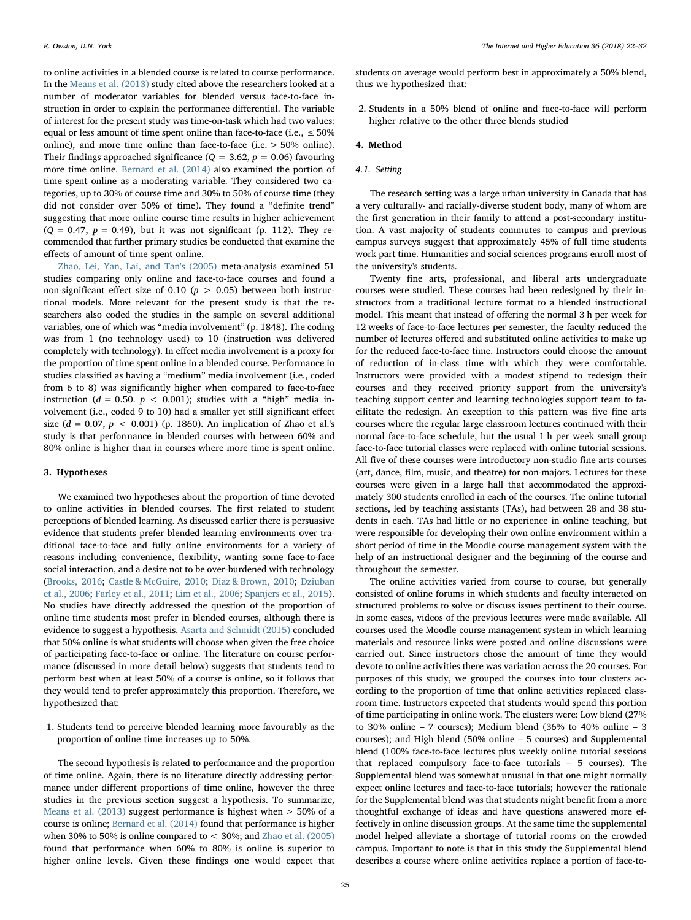to online activities in a blended course is related to course performance. In the Means et al. (2013) study cited above the researchers looked at a number of moderator variables for blended versus face-to-face instruction in order to explain the performance differential. The variable of interest for the present study was time-on-task which had two values: equal or less amount of time spent online than face-to-face (i.e., ≤ 50% online), and more time online than face-to-face (i.e. > 50% online). Their findings approached significance ($Q = 3.62$, $p = 0.06$) favouring more time online. Bernard et al. (2014) also examined the portion of time spent online as a moderating variable. They considered two categories, up to 30% of course time and 30% to 50% of course time (they did not consider over 50% of time). They found a "definite trend" suggesting that more online course time results in higher achievement ($Q = 0.47$, $p = 0.49$), but it was not significant (p. 112). They recommended that further primary studies be conducted that examine the effects of amount of time spent online.

Zhao, Lei, Yan, Lai, and Tan's (2005) meta-analysis examined 51 studies comparing only online and face-to-face courses and found a non-significant effect size of 0.10 ($p > 0.05$) between both instructional models. More relevant for the present study is that the researchers also coded the studies in the sample on several additional variables, one of which was "media involvement" (p. 1848). The coding was from 1 (no technology used) to 10 (instruction was delivered completely with technology). In effect media involvement is a proxy for the proportion of time spent online in a blended course. Performance in studies classified as having a "medium" media involvement (i.e., coded from 6 to 8) was significantly higher when compared to face-to-face instruction ($d = 0.50$. $p < 0.001$); studies with a "high" media involvement (i.e., coded 9 to 10) had a smaller yet still significant effect size ($d = 0.07$, $p < 0.001$) (p. 1860). An implication of Zhao et al.'s study is that performance in blended courses with between 60% and 80% online is higher than in courses where more time is spent online.

## 3. Hypotheses

We examined two hypotheses about the proportion of time devoted to online activities in blended courses. The first related to student perceptions of blended learning. As discussed earlier there is persuasive evidence that students prefer blended learning environments over traditional face-to-face and fully online environments for a variety of reasons including convenience, flexibility, wanting some face-to-face social interaction, and a desire not to be over-burdened with technology (Brooks, 2016; Castle & McGuire, 2010; Diaz & Brown, 2010; Dziuban et al., 2006; Farley et al., 2011; Lim et al., 2006; Spanjers et al., 2015). No studies have directly addressed the question of the proportion of online time students most prefer in blended courses, although there is evidence to suggest a hypothesis. Asarta and Schmidt (2015) concluded that 50% online is what students will choose when given the free choice of participating face-to-face or online. The literature on course performance (discussed in more detail below) suggests that students tend to perform best when at least 50% of a course is online, so it follows that they would tend to prefer approximately this proportion. Therefore, we hypothesized that:

1. Students tend to perceive blended learning more favourably as the proportion of online time increases up to 50%.

The second hypothesis is related to performance and the proportion of time online. Again, there is no literature directly addressing performance under different proportions of time online, however the three studies in the previous section suggest a hypothesis. To summarize, Means et al. (2013) suggest performance is highest when > 50% of a course is online; Bernard et al. (2014) found that performance is higher when 30% to 50% is online compared to < 30%; and Zhao et al. (2005) found that performance when 60% to 80% is online is superior to higher online levels. Given these findings one would expect that students on average would perform best in approximately a 50% blend, thus we hypothesized that:

2. Students in a 50% blend of online and face-to-face will perform higher relative to the other three blends studied

## 4. Method

### 4.1. Setting

The research setting was a large urban university in Canada that has a very culturally- and racially-diverse student body, many of whom are the first generation in their family to attend a post-secondary institution. A vast majority of students commutes to campus and previous campus surveys suggest that approximately 45% of full time students work part time. Humanities and social sciences programs enroll most of the university's students.

Twenty fine arts, professional, and liberal arts undergraduate courses were studied. These courses had been redesigned by their instructors from a traditional lecture format to a blended instructional model. This meant that instead of offering the normal 3 h per week for 12 weeks of face-to-face lectures per semester, the faculty reduced the number of lectures offered and substituted online activities to make up for the reduced face-to-face time. Instructors could choose the amount of reduction of in-class time with which they were comfortable. Instructors were provided with a modest stipend to redesign their courses and they received priority support from the university's teaching support center and learning technologies support team to facilitate the redesign. An exception to this pattern was five fine arts courses where the regular large classroom lectures continued with their normal face-to-face schedule, but the usual 1 h per week small group face-to-face tutorial classes were replaced with online tutorial sessions. All five of these courses were introductory non-studio fine arts courses (art, dance, film, music, and theatre) for non-majors. Lectures for these courses were given in a large hall that accommodated the approximately 300 students enrolled in each of the courses. The online tutorial sections, led by teaching assistants (TAs), had between 28 and 38 students in each. TAs had little or no experience in online teaching, but were responsible for developing their own online environment within a short period of time in the Moodle course management system with the help of an instructional designer and the beginning of the course and throughout the semester.

The online activities varied from course to course, but generally consisted of online forums in which students and faculty interacted on structured problems to solve or discuss issues pertinent to their course. In some cases, videos of the previous lectures were made available. All courses used the Moodle course management system in which learning materials and resource links were posted and online discussions were carried out. Since instructors chose the amount of time they would devote to online activities there was variation across the 20 courses. For purposes of this study, we grouped the courses into four clusters according to the proportion of time that online activities replaced classroom time. Instructors expected that students would spend this portion of time participating in online work. The clusters were: Low blend (27% to 30% online – 7 courses); Medium blend (36% to 40% online – 3 courses); and High blend (50% online – 5 courses) and Supplemental blend (100% face-to-face lectures plus weekly online tutorial sessions that replaced compulsory face-to-face tutorials – 5 courses). The Supplemental blend was somewhat unusual in that one might normally expect online lectures and face-to-face tutorials; however the rationale for the Supplemental blend was that students might benefit from a more thoughtful exchange of ideas and have questions answered more effectively in online discussion groups. At the same time the supplemental model helped alleviate a shortage of tutorial rooms on the crowded campus. Important to note is that in this study the Supplemental blend describes a course where online activities replace a portion of face-to-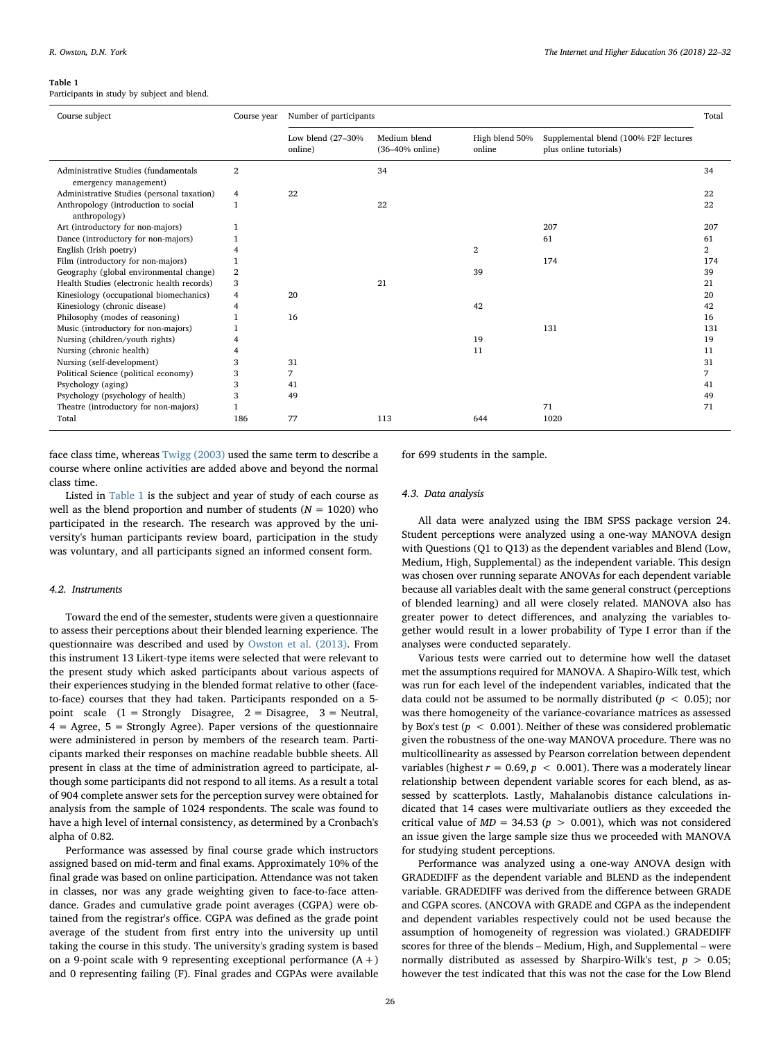**Table 1**
Participants in study by subject and blend.

| Course subject | Course year | Number of participants | | | | Total |
|---|---|---|---|---|---|---|
| | | Low blend (27–30% online) | Medium blend (36–40% online) | High blend 50% online | Supplemental blend (100% F2F lectures plus online tutorials) | |
| Administrative Studies (fundamentals emergency management) | 2 | | 34 | | | 34 |
| Administrative Studies (personal taxation) | 4 | 22 | | | | 22 |
| Anthropology (introduction to social anthropology) | 1 | | 22 | | | 22 |
| Art (introductory for non-majors) | 1 | | | | 207 | 207 |
| Dance (introductory for non-majors) | 1 | | | | 61 | 61 |
| English (Irish poetry) | 4 | | | 2 | | 2 |
| Film (introductory for non-majors) | 1 | | | | 174 | 174 |
| Geography (global environmental change) | 2 | | | 39 | | 39 |
| Health Studies (electronic health records) | 3 | | 21 | | | 21 |
| Kinesiology (occupational biomechanics) | 4 | 20 | | | | 20 |
| Kinesiology (chronic disease) | 4 | | | 42 | | 42 |
| Philosophy (modes of reasoning) | 1 | 16 | | | | 16 |
| Music (introductory for non-majors) | 1 | | | | 131 | 131 |
| Nursing (children/youth rights) | 4 | | | 19 | | 19 |
| Nursing (chronic health) | 4 | | | 11 | | 11 |
| Nursing (self-development) | 3 | 31 | | | | 31 |
| Political Science (political economy) | 3 | 7 | | | | 7 |
| Psychology (aging) | 3 | 41 | | | | 41 |
| Psychology (psychology of health) | 3 | 49 | | | | 49 |
| Theatre (introductory for non-majors) | 1 | | | | 71 | 71 |
| Total | 186 | 77 | 113 | 644 | 1020 | |

face class time, whereas Twigg (2003) used the same term to describe a course where online activities are added above and beyond the normal class time.

Listed in Table 1 is the subject and year of study of each course as well as the blend proportion and number of students ($N = 1020$) who participated in the research. The research was approved by the university's human participants review board, participation in the study was voluntary, and all participants signed an informed consent form.

### 4.2. Instruments

Toward the end of the semester, students were given a questionnaire to assess their perceptions about their blended learning experience. The questionnaire was described and used by Owston et al. (2013). From this instrument 13 Likert-type items were selected that were relevant to the present study which asked participants about various aspects of their experiences studying in the blended format relative to other (face-to-face) courses that they had taken. Participants responded on a 5-point scale (1 = Strongly Disagree, 2 = Disagree, 3 = Neutral, 4 = Agree, 5 = Strongly Agree). Paper versions of the questionnaire were administered in person by members of the research team. Participants marked their responses on machine readable bubble sheets. All present in class at the time of administration agreed to participate, although some participants did not respond to all items. As a result a total of 904 complete answer sets for the perception survey were obtained for analysis from the sample of 1024 respondents. The scale was found to have a high level of internal consistency, as determined by a Cronbach's alpha of 0.82.

Performance was assessed by final course grade which instructors assigned based on mid-term and final exams. Approximately 10% of the final grade was based on online participation. Attendance was not taken in classes, nor was any grade weighting given to face-to-face attendance. Grades and cumulative grade point averages (CGPA) were obtained from the registrar's office. CGPA was defined as the grade point average of the student from first entry into the university up until taking the course in this study. The university's grading system is based on a 9-point scale with 9 representing exceptional performance (A+) and 0 representing failing (F). Final grades and CGPAs were available for 699 students in the sample.

### 4.3. Data analysis

All data were analyzed using the IBM SPSS package version 24. Student perceptions were analyzed using a one-way MANOVA design with Questions (Q1 to Q13) as the dependent variables and Blend (Low, Medium, High, Supplemental) as the independent variable. This design was chosen over running separate ANOVAs for each dependent variable because all variables dealt with the same general construct (perceptions of blended learning) and all were closely related. MANOVA also has greater power to detect differences, and analyzing the variables together would result in a lower probability of Type I error than if the analyses were conducted separately.

Various tests were carried out to determine how well the dataset met the assumptions required for MANOVA. A Shapiro-Wilk test, which was run for each level of the independent variables, indicated that the data could not be assumed to be normally distributed ($p < 0.05$); nor was there homogeneity of the variance-covariance matrices as assessed by Box's test ($p < 0.001$). Neither of these was considered problematic given the robustness of the one-way MANOVA procedure. There was no multicollinearity as assessed by Pearson correlation between dependent variables (highest $r = 0.69$, $p < 0.001$). There was a moderately linear relationship between dependent variable scores for each blend, as assessed by scatterplots. Lastly, Mahalanobis distance calculations indicated that 14 cases were multivariate outliers as they exceeded the critical value of $MD = 34.53$ ($p > 0.001$), which was not considered an issue given the large sample size thus we proceeded with MANOVA for studying student perceptions.

Performance was analyzed using a one-way ANOVA design with GRADEDIFF as the dependent variable and BLEND as the independent variable. GRADEDIFF was derived from the difference between GRADE and CGPA scores. (ANCOVA with GRADE and CGPA as the independent and dependent variables respectively could not be used because the assumption of homogeneity of regression was violated.) GRADEDIFF scores for three of the blends – Medium, High, and Supplemental – were normally distributed as assessed by Sharpiro-Wilk's test, $p > 0.05$; however the test indicated that this was not the case for the Low Blend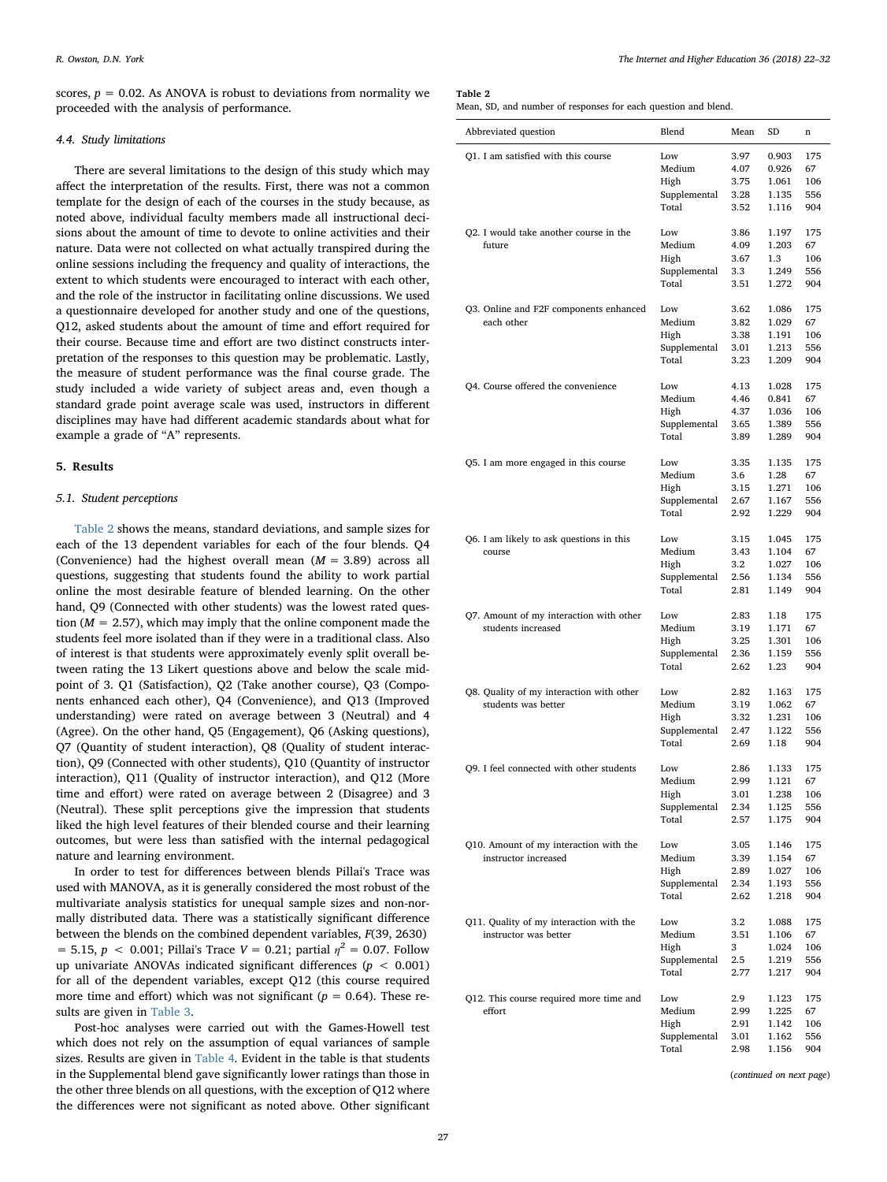scores, $p = 0.02$. As ANOVA is robust to deviations from normality we proceeded with the analysis of performance.

### 4.4. Study limitations

There are several limitations to the design of this study which may affect the interpretation of the results. First, there was not a common template for the design of each of the courses in the study because, as noted above, individual faculty members made all instructional decisions about the amount of time to devote to online activities and their nature. Data were not collected on what actually transpired during the online sessions including the frequency and quality of interactions, the extent to which students were encouraged to interact with each other, and the role of the instructor in facilitating online discussions. We used a questionnaire developed for another study and one of the questions, Q12, asked students about the amount of time and effort required for their course. Because time and effort are two distinct constructs interpretation of the responses to this question may be problematic. Lastly, the measure of student performance was the final course grade. The study included a wide variety of subject areas and, even though a standard grade point average scale was used, instructors in different disciplines may have had different academic standards about what for example a grade of "A" represents.

## 5. Results

### 5.1. Student perceptions

Table 2 shows the means, standard deviations, and sample sizes for each of the 13 dependent variables for each of the four blends. Q4 (Convenience) had the highest overall mean ($M = 3.89$) across all questions, suggesting that students found the ability to work partial online the most desirable feature of blended learning. On the other hand, Q9 (Connected with other students) was the lowest rated question ($M = 2.57$), which may imply that the online component made the students feel more isolated than if they were in a traditional class. Also of interest is that students were approximately evenly split overall between rating the 13 Likert questions above and below the scale midpoint of 3. Q1 (Satisfaction), Q2 (Take another course), Q3 (Components enhanced each other), Q4 (Convenience), and Q13 (Improved understanding) were rated on average between 3 (Neutral) and 4 (Agree). On the other hand, Q5 (Engagement), Q6 (Asking questions), Q7 (Quantity of student interaction), Q8 (Quality of student interaction), Q9 (Connected with other students), Q10 (Quantity of instructor interaction), Q11 (Quality of instructor interaction), and Q12 (More time and effort) were rated on average between 2 (Disagree) and 3 (Neutral). These split perceptions give the impression that students liked the high level features of their blended course and their learning outcomes, but were less than satisfied with the internal pedagogical nature and learning environment.

In order to test for differences between blends Pillai's Trace was used with MANOVA, as it is generally considered the most robust of the multivariate analysis statistics for unequal sample sizes and non-normally distributed data. There was a statistically significant difference between the blends on the combined dependent variables, $F(39, 2630) = 5.15$, $p < 0.001$; Pillai's Trace $V = 0.21$; partial $\eta^2 = 0.07$. Follow up univariate ANOVAs indicated significant differences ($p < 0.001$) for all of the dependent variables, except Q12 (this course required more time and effort) which was not significant ($p = 0.64$). These results are given in Table 3.

Post-hoc analyses were carried out with the Games-Howell test which does not rely on the assumption of equal variances of sample sizes. Results are given in Table 4. Evident in the table is that students in the Supplemental blend gave significantly lower ratings than those in the other three blends on all questions, with the exception of Q12 where the differences were not significant as noted above. Other significant

**Table 2**
Mean, SD, and number of responses for each question and blend.

| Abbreviated question | Blend | Mean | SD | n |
|---|---|---|---|---|
| Q1. I am satisfied with this course | Low | 3.97 | 0.903 | 175 |
| | Medium | 4.07 | 0.926 | 67 |
| | High | 3.75 | 1.061 | 106 |
| | Supplemental | 3.28 | 1.135 | 556 |
| | Total | 3.52 | 1.116 | 904 |
| Q2. I would take another course in the future | Low | 3.86 | 1.197 | 175 |
| | Medium | 4.09 | 1.203 | 67 |
| | High | 3.67 | 1.3 | 106 |
| | Supplemental | 3.3 | 1.249 | 556 |
| | Total | 3.51 | 1.272 | 904 |
| Q3. Online and F2F components enhanced each other | Low | 3.62 | 1.086 | 175 |
| | Medium | 3.82 | 1.029 | 67 |
| | High | 3.38 | 1.191 | 106 |
| | Supplemental | 3.01 | 1.213 | 556 |
| | Total | 3.23 | 1.209 | 904 |
| Q4. Course offered the convenience | Low | 4.13 | 1.028 | 175 |
| | Medium | 4.46 | 0.841 | 67 |
| | High | 4.37 | 1.036 | 106 |
| | Supplemental | 3.65 | 1.389 | 556 |
| | Total | 3.89 | 1.289 | 904 |
| Q5. I am more engaged in this course | Low | 3.35 | 1.135 | 175 |
| | Medium | 3.6 | 1.28 | 67 |
| | High | 3.15 | 1.271 | 106 |
| | Supplemental | 2.67 | 1.167 | 556 |
| | Total | 2.92 | 1.229 | 904 |
| Q6. I am likely to ask questions in this course | Low | 3.15 | 1.045 | 175 |
| | Medium | 3.43 | 1.104 | 67 |
| | High | 3.2 | 1.027 | 106 |
| | Supplemental | 2.56 | 1.134 | 556 |
| | Total | 2.81 | 1.149 | 904 |
| Q7. Amount of my interaction with other students increased | Low | 2.83 | 1.18 | 175 |
| | Medium | 3.19 | 1.171 | 67 |
| | High | 3.25 | 1.301 | 106 |
| | Supplemental | 2.36 | 1.159 | 556 |
| | Total | 2.62 | 1.23 | 904 |
| Q8. Quality of my interaction with other students was better | Low | 2.82 | 1.163 | 175 |
| | Medium | 3.19 | 1.062 | 67 |
| | High | 3.32 | 1.231 | 106 |
| | Supplemental | 2.47 | 1.122 | 556 |
| | Total | 2.69 | 1.18 | 904 |
| Q9. I feel connected with other students | Low | 2.86 | 1.133 | 175 |
| | Medium | 2.99 | 1.121 | 67 |
| | High | 3.01 | 1.238 | 106 |
| | Supplemental | 2.34 | 1.125 | 556 |
| | Total | 2.57 | 1.175 | 904 |
| Q10. Amount of my interaction with the instructor increased | Low | 3.05 | 1.146 | 175 |
| | Medium | 3.39 | 1.154 | 67 |
| | High | 2.89 | 1.027 | 106 |
| | Supplemental | 2.34 | 1.193 | 556 |
| | Total | 2.62 | 1.218 | 904 |
| Q11. Quality of my interaction with the instructor was better | Low | 3.2 | 1.088 | 175 |
| | Medium | 3.51 | 1.106 | 67 |
| | High | 3 | 1.024 | 106 |
| | Supplemental | 2.5 | 1.219 | 556 |
| | Total | 2.77 | 1.217 | 904 |
| Q12. This course required more time and effort | Low | 2.9 | 1.123 | 175 |
| | Medium | 2.99 | 1.225 | 67 |
| | High | 2.91 | 1.142 | 106 |
| | Supplemental | 3.01 | 1.162 | 556 |
| | Total | 2.98 | 1.156 | 904 |

(*continued on next page*)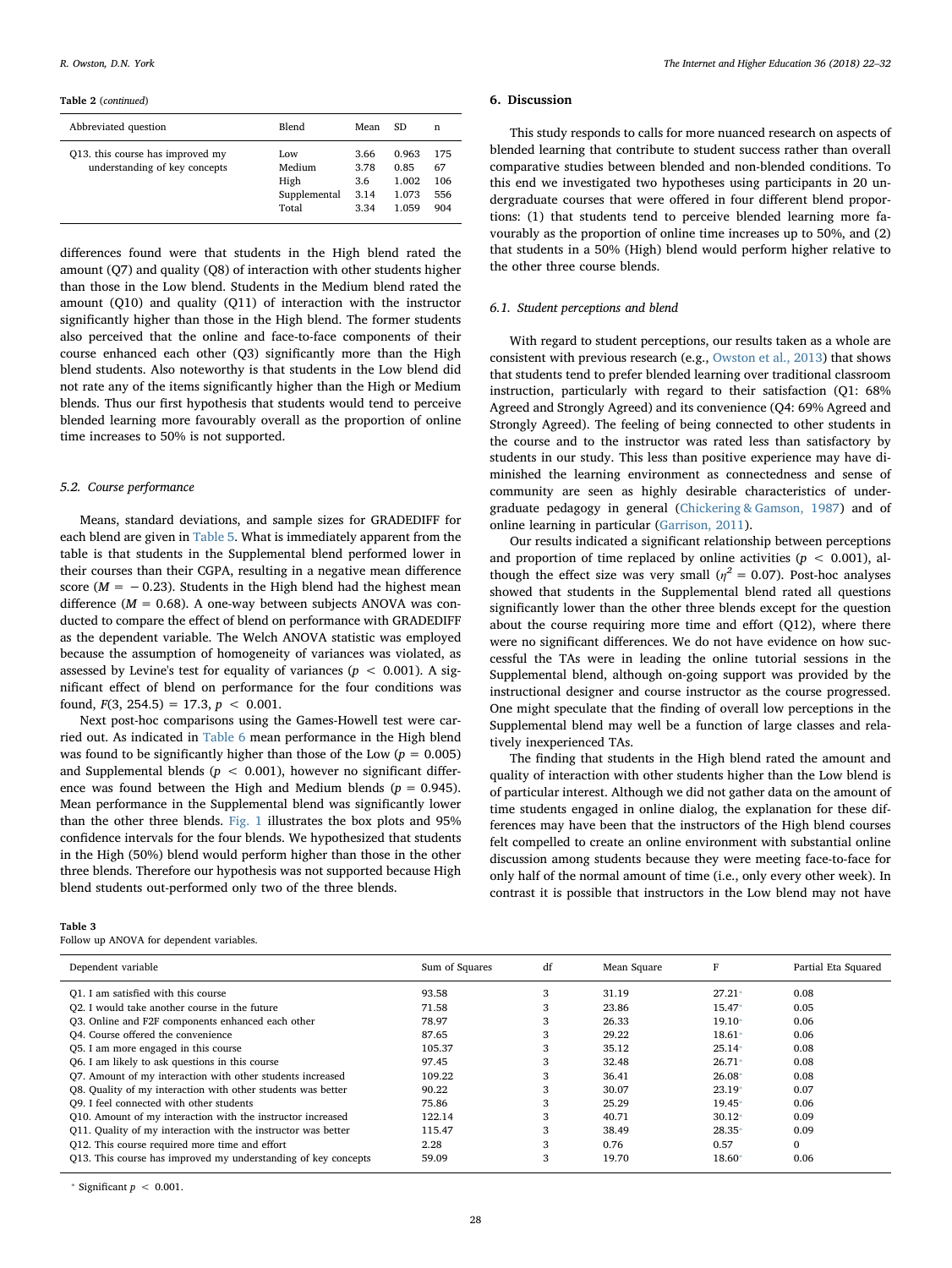**Table 2** (*continued*)

| Abbreviated question | Blend | Mean | SD | n |
|---|---|---|---|---|
| Q13. this course has improved my understanding of key concepts | Low | 3.66 | 0.963 | 175 |
| | Medium | 3.78 | 0.85 | 67 |
| | High | 3.6 | 1.002 | 106 |
| | Supplemental | 3.14 | 1.073 | 556 |
| | Total | 3.34 | 1.059 | 904 |

differences found were that students in the High blend rated the amount (Q7) and quality (Q8) of interaction with other students higher than those in the Low blend. Students in the Medium blend rated the amount (Q10) and quality (Q11) of interaction with the instructor significantly higher than those in the High blend. The former students also perceived that the online and face-to-face components of their course enhanced each other (Q3) significantly more than the High blend students. Also noteworthy is that students in the Low blend did not rate any of the items significantly higher than the High or Medium blends. Thus our first hypothesis that students would tend to perceive blended learning more favourably overall as the proportion of online time increases to 50% is not supported.

### 5.2. Course performance

Means, standard deviations, and sample sizes for GRADEDIFF for each blend are given in Table 5. What is immediately apparent from the table is that students in the Supplemental blend performed lower in their courses than their CGPA, resulting in a negative mean difference score ($M = -0.23$). Students in the High blend had the highest mean difference ($M = 0.68$). A one-way between subjects ANOVA was conducted to compare the effect of blend on performance with GRADEDIFF as the dependent variable. The Welch ANOVA statistic was employed because the assumption of homogeneity of variances was violated, as assessed by Levine's test for equality of variances ($p < 0.001$). A significant effect of blend on performance for the four conditions was found, $F(3, 254.5) = 17.3$, $p < 0.001$.

Next post-hoc comparisons using the Games-Howell test were carried out. As indicated in Table 6 mean performance in the High blend was found to be significantly higher than those of the Low ($p = 0.005$) and Supplemental blends ($p < 0.001$), however no significant difference was found between the High and Medium blends ($p = 0.945$). Mean performance in the Supplemental blend was significantly lower than the other three blends. Fig. 1 illustrates the box plots and 95% confidence intervals for the four blends. We hypothesized that students in the High (50%) blend would perform higher than those in the other three blends. Therefore our hypothesis was not supported because High blend students out-performed only two of the three blends.

## 6. Discussion

This study responds to calls for more nuanced research on aspects of blended learning that contribute to student success rather than overall comparative studies between blended and non-blended conditions. To this end we investigated two hypotheses using participants in 20 undergraduate courses that were offered in four different blend proportions: (1) that students tend to perceive blended learning more favourably as the proportion of online time increases up to 50%, and (2) that students in a 50% (High) blend would perform higher relative to the other three course blends.

### 6.1. Student perceptions and blend

With regard to student perceptions, our results taken as a whole are consistent with previous research (e.g., Owston et al., 2013) that shows that students tend to prefer blended learning over traditional classroom instruction, particularly with regard to their satisfaction (Q1: 68% Agreed and Strongly Agreed) and its convenience (Q4: 69% Agreed and Strongly Agreed). The feeling of being connected to other students in the course and to the instructor was rated less than satisfactory by students in our study. This less than positive experience may have diminished the learning environment as connectedness and sense of community are seen as highly desirable characteristics of undergraduate pedagogy in general (Chickering & Gamson, 1987) and of online learning in particular (Garrison, 2011).

Our results indicated a significant relationship between perceptions and proportion of time replaced by online activities ($p < 0.001$), although the effect size was very small ($\eta^2 = 0.07$). Post-hoc analyses showed that students in the Supplemental blend rated all questions significantly lower than the other three blends except for the question about the course requiring more time and effort (Q12), where there were no significant differences. We do not have evidence on how successful the TAs were in leading the online tutorial sessions in the Supplemental blend, although on-going support was provided by the instructional designer and course instructor as the course progressed. One might speculate that the finding of overall low perceptions in the Supplemental blend may well be a function of large classes and relatively inexperienced TAs.

The finding that students in the High blend rated the amount and quality of interaction with other students higher than the Low blend is of particular interest. Although we did not gather data on the amount of time students engaged in online dialog, the explanation for these differences may have been that the instructors of the High blend courses felt compelled to create an online environment with substantial online discussion among students because they were meeting face-to-face for only half of the normal amount of time (i.e., only every other week). In contrast it is possible that instructors in the Low blend may not have

**Table 3**
Follow up ANOVA for dependent variables.

| Dependent variable | Sum of Squares | df | Mean Square | F | Partial Eta Squared |
|---|---|---|---|---|---|
| Q1. I am satisfied with this course | 93.58 | 3 | 31.19 | 27.21* | 0.08 |
| Q2. I would take another course in the future | 71.58 | 3 | 23.86 | 15.47* | 0.05 |
| Q3. Online and F2F components enhanced each other | 78.97 | 3 | 26.33 | 19.10* | 0.06 |
| Q4. Course offered the convenience | 87.65 | 3 | 29.22 | 18.61* | 0.06 |
| Q5. I am more engaged in this course | 105.37 | 3 | 35.12 | 25.14* | 0.08 |
| Q6. I am likely to ask questions in this course | 97.45 | 3 | 32.48 | 26.71* | 0.08 |
| Q7. Amount of my interaction with other students increased | 109.22 | 3 | 36.41 | 26.08* | 0.08 |
| Q8. Quality of my interaction with other students was better | 90.22 | 3 | 30.07 | 23.19* | 0.07 |
| Q9. I feel connected with other students | 75.86 | 3 | 25.29 | 19.45* | 0.06 |
| Q10. Amount of my interaction with the instructor increased | 122.14 | 3 | 40.71 | 30.12* | 0.09 |
| Q11. Quality of my interaction with the instructor was better | 115.47 | 3 | 38.49 | 28.35* | 0.09 |
| Q12. This course required more time and effort | 2.28 | 3 | 0.76 | 0.57 | 0 |
| Q13. This course has improved my understanding of key concepts | 59.09 | 3 | 19.70 | 18.60* | 0.06 |

\* Significant $p < 0.001$.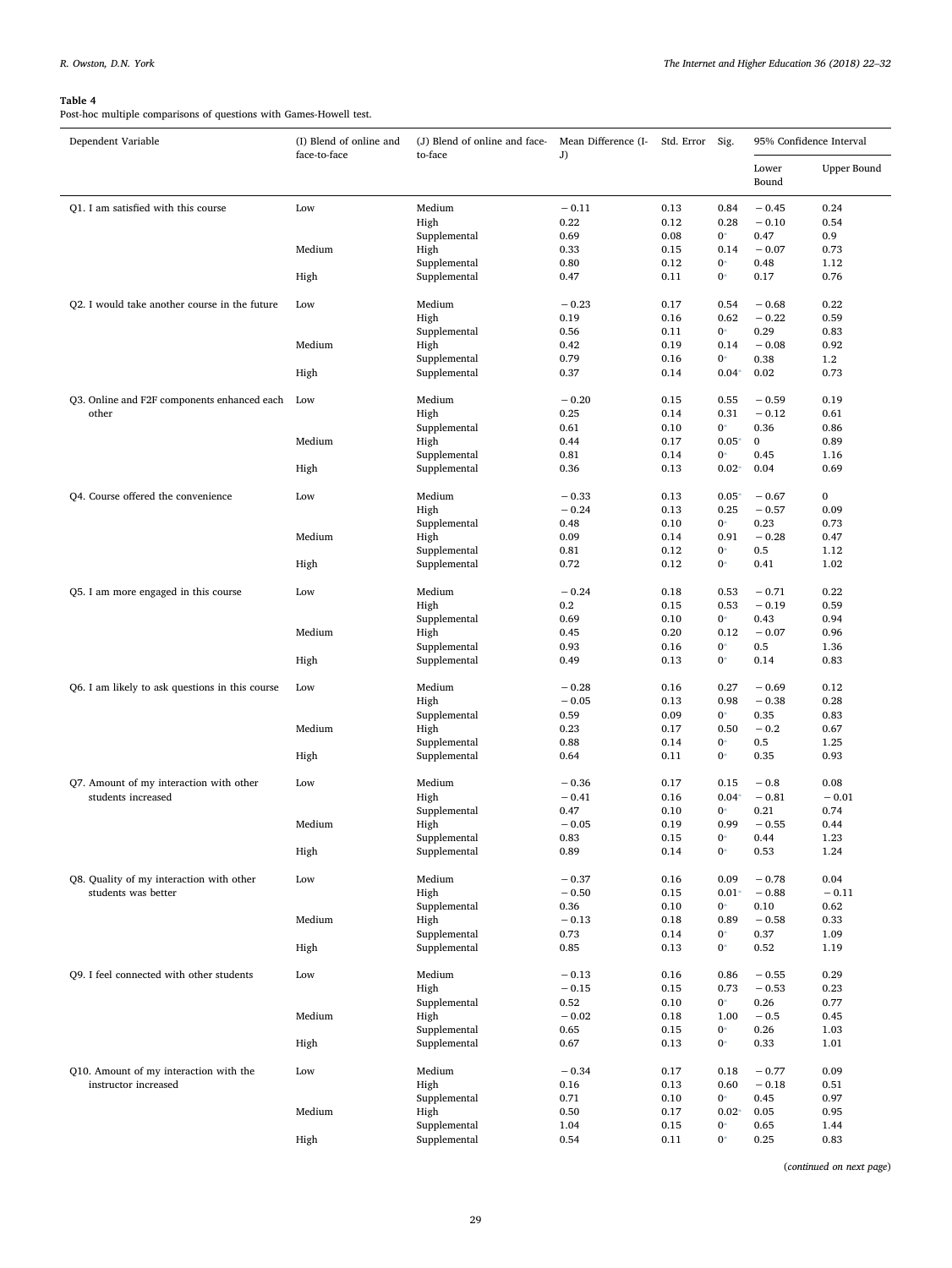**Table 4**
Post-hoc multiple comparisons of questions with Games-Howell test.

| Dependent Variable | (I) Blend of online and face-to-face | (J) Blend of online and face-to-face | Mean Difference (I-J) | Std. Error | Sig. | 95% Confidence Interval | |
|---|---|---|---|---|---|---|---|
| | | | | | | Lower Bound | Upper Bound |
| Q1. I am satisfied with this course | Low | Medium | −0.11 | 0.13 | 0.84 | −0.45 | 0.24 |
| | | High | 0.22 | 0.12 | 0.28 | −0.10 | 0.54 |
| | | Supplemental | 0.69 | 0.08 | 0* | 0.47 | 0.9 |
| | Medium | High | 0.33 | 0.15 | 0.14 | −0.07 | 0.73 |
| | | Supplemental | 0.80 | 0.12 | 0* | 0.48 | 1.12 |
| | High | Supplemental | 0.47 | 0.11 | 0* | 0.17 | 0.76 |
| Q2. I would take another course in the future | Low | Medium | −0.23 | 0.17 | 0.54 | −0.68 | 0.22 |
| | | High | 0.19 | 0.16 | 0.62 | −0.22 | 0.59 |
| | | Supplemental | 0.56 | 0.11 | 0* | 0.29 | 0.83 |
| | Medium | High | 0.42 | 0.19 | 0.14 | −0.08 | 0.92 |
| | | Supplemental | 0.79 | 0.16 | 0* | 0.38 | 1.2 |
| | High | Supplemental | 0.37 | 0.14 | 0.04* | 0.02 | 0.73 |
| Q3. Online and F2F components enhanced each other | Low | Medium | −0.20 | 0.15 | 0.55 | −0.59 | 0.19 |
| | | High | 0.25 | 0.14 | 0.31 | −0.12 | 0.61 |
| | | Supplemental | 0.61 | 0.10 | 0* | 0.36 | 0.86 |
| | Medium | High | 0.44 | 0.17 | 0.05* | 0 | 0.89 |
| | | Supplemental | 0.81 | 0.14 | 0* | 0.45 | 1.16 |
| | High | Supplemental | 0.36 | 0.13 | 0.02* | 0.04 | 0.69 |
| Q4. Course offered the convenience | Low | Medium | −0.33 | 0.13 | 0.05* | −0.67 | 0 |
| | | High | −0.24 | 0.13 | 0.25 | −0.57 | 0.09 |
| | | Supplemental | 0.48 | 0.10 | 0* | 0.23 | 0.73 |
| | Medium | High | 0.09 | 0.14 | 0.91 | −0.28 | 0.47 |
| | | Supplemental | 0.81 | 0.12 | 0* | 0.5 | 1.12 |
| | High | Supplemental | 0.72 | 0.12 | 0* | 0.41 | 1.02 |
| Q5. I am more engaged in this course | Low | Medium | −0.24 | 0.18 | 0.53 | −0.71 | 0.22 |
| | | High | 0.2 | 0.15 | 0.53 | −0.19 | 0.59 |
| | | Supplemental | 0.69 | 0.10 | 0* | 0.43 | 0.94 |
| | Medium | High | 0.45 | 0.20 | 0.12 | −0.07 | 0.96 |
| | | Supplemental | 0.93 | 0.16 | 0* | 0.5 | 1.36 |
| | High | Supplemental | 0.49 | 0.13 | 0* | 0.14 | 0.83 |
| Q6. I am likely to ask questions in this course | Low | Medium | −0.28 | 0.16 | 0.27 | −0.69 | 0.12 |
| | | High | −0.05 | 0.13 | 0.98 | −0.38 | 0.28 |
| | | Supplemental | 0.59 | 0.09 | 0* | 0.35 | 0.83 |
| | Medium | High | 0.23 | 0.17 | 0.50 | −0.2 | 0.67 |
| | | Supplemental | 0.88 | 0.14 | 0* | 0.5 | 1.25 |
| | High | Supplemental | 0.64 | 0.11 | 0* | 0.35 | 0.93 |
| Q7. Amount of my interaction with other students increased | Low | Medium | −0.36 | 0.17 | 0.15 | −0.8 | 0.08 |
| | | High | −0.41 | 0.16 | 0.04* | −0.81 | −0.01 |
| | | Supplemental | 0.47 | 0.10 | 0* | 0.21 | 0.74 |
| | Medium | High | −0.05 | 0.19 | 0.99 | −0.55 | 0.44 |
| | | Supplemental | 0.83 | 0.15 | 0* | 0.44 | 1.23 |
| | High | Supplemental | 0.89 | 0.14 | 0* | 0.53 | 1.24 |
| Q8. Quality of my interaction with other students was better | Low | Medium | −0.37 | 0.16 | 0.09 | −0.78 | 0.04 |
| | | High | −0.50 | 0.15 | 0.01* | −0.88 | −0.11 |
| | | Supplemental | 0.36 | 0.10 | 0* | 0.10 | 0.62 |
| | Medium | High | −0.13 | 0.18 | 0.89 | −0.58 | 0.33 |
| | | Supplemental | 0.73 | 0.14 | 0* | 0.37 | 1.09 |
| | High | Supplemental | 0.85 | 0.13 | 0* | 0.52 | 1.19 |
| Q9. I feel connected with other students | Low | Medium | −0.13 | 0.16 | 0.86 | −0.55 | 0.29 |
| | | High | −0.15 | 0.15 | 0.73 | −0.53 | 0.23 |
| | | Supplemental | 0.52 | 0.10 | 0* | 0.26 | 0.77 |
| | Medium | High | −0.02 | 0.18 | 1.00 | −0.5 | 0.45 |
| | | Supplemental | 0.65 | 0.15 | 0* | 0.26 | 1.03 |
| | High | Supplemental | 0.67 | 0.13 | 0* | 0.33 | 1.01 |
| Q10. Amount of my interaction with the instructor increased | Low | Medium | −0.34 | 0.17 | 0.18 | −0.77 | 0.09 |
| | | High | 0.16 | 0.13 | 0.60 | −0.18 | 0.51 |
| | | Supplemental | 0.71 | 0.10 | 0* | 0.45 | 0.97 |
| | Medium | High | 0.50 | 0.17 | 0.02* | 0.05 | 0.95 |
| | | Supplemental | 1.04 | 0.15 | 0* | 0.65 | 1.44 |
| | High | Supplemental | 0.54 | 0.11 | 0* | 0.25 | 0.83 |

(*continued on next page*)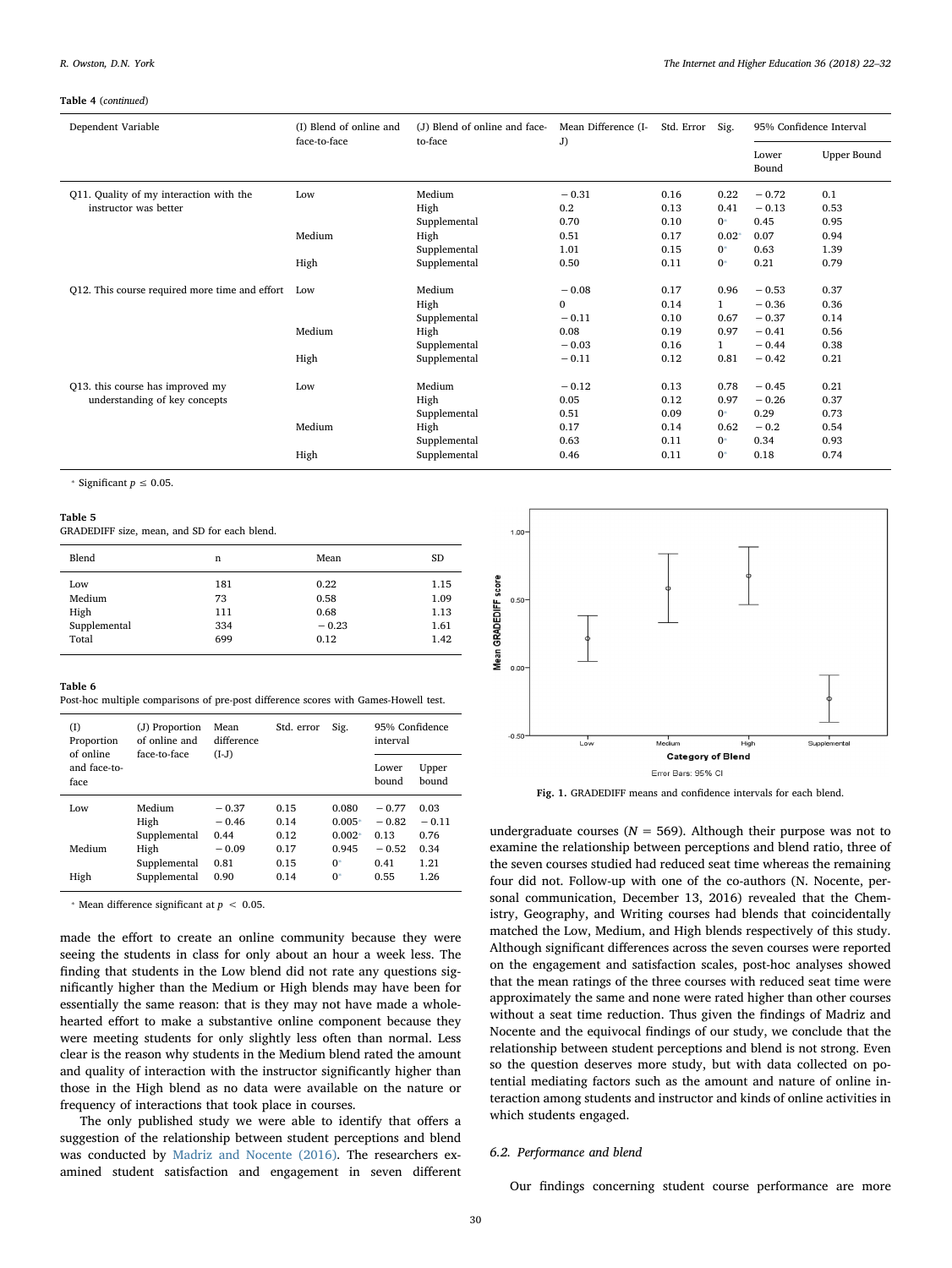**Table 4** (*continued*)

| Dependent Variable | (I) Blend of online and face-to-face | (J) Blend of online and face-to-face | Mean Difference (I-J) | Std. Error | Sig. | 95% Confidence Interval | |
|---|---|---|---|---|---|---|---|
| | | | | | | Lower Bound | Upper Bound |
| Q11. Quality of my interaction with the instructor was better | Low | Medium | − 0.31 | 0.16 | 0.22 | − 0.72 | 0.1 |
| | | High | 0.2 | 0.13 | 0.41 | − 0.13 | 0.53 |
| | | Supplemental | 0.70 | 0.10 | 0* | 0.45 | 0.95 |
| | Medium | High | 0.51 | 0.17 | 0.02* | 0.07 | 0.94 |
| | | Supplemental | 1.01 | 0.15 | 0* | 0.63 | 1.39 |
| | High | Supplemental | 0.50 | 0.11 | 0* | 0.21 | 0.79 |
| Q12. This course required more time and effort | Low | Medium | − 0.08 | 0.17 | 0.96 | − 0.53 | 0.37 |
| | | High | 0 | 0.14 | 1 | − 0.36 | 0.36 |
| | | Supplemental | − 0.11 | 0.10 | 0.67 | − 0.37 | 0.14 |
| | Medium | High | 0.08 | 0.19 | 0.97 | − 0.41 | 0.56 |
| | | Supplemental | − 0.03 | 0.16 | 1 | − 0.44 | 0.38 |
| | High | Supplemental | − 0.11 | 0.12 | 0.81 | − 0.42 | 0.21 |
| Q13. this course has improved my understanding of key concepts | Low | Medium | − 0.12 | 0.13 | 0.78 | − 0.45 | 0.21 |
| | | High | 0.05 | 0.12 | 0.97 | − 0.26 | 0.37 |
| | | Supplemental | 0.51 | 0.09 | 0* | 0.29 | 0.73 |
| | Medium | High | 0.17 | 0.14 | 0.62 | − 0.2 | 0.54 |
| | | Supplemental | 0.63 | 0.11 | 0* | 0.34 | 0.93 |
| | High | Supplemental | 0.46 | 0.11 | 0* | 0.18 | 0.74 |

* Significant $p \leq 0.05$.

**Table 5**
GRADEDIFF size, mean, and SD for each blend.

| Blend | n | Mean | SD |
|---|---|---|---|
| Low | 181 | 0.22 | 1.15 |
| Medium | 73 | 0.58 | 1.09 |
| High | 111 | 0.68 | 1.13 |
| Supplemental | 334 | − 0.23 | 1.61 |
| Total | 699 | 0.12 | 1.42 |

**Table 6**
Post-hoc multiple comparisons of pre-post difference scores with Games-Howell test.

| (I) Proportion of online and face-to-face | (J) Proportion of online and face-to-face | Mean difference (I-J) | Std. error | Sig. | 95% Confidence interval | |
|---|---|---|---|---|---|---|
| | | | | | Lower bound | Upper bound |
| Low | Medium | − 0.37 | 0.15 | 0.080 | − 0.77 | 0.03 |
| | High | − 0.46 | 0.14 | 0.005* | − 0.82 | − 0.11 |
| | Supplemental | 0.44 | 0.12 | 0.002* | 0.13 | 0.76 |
| Medium | High | − 0.09 | 0.17 | 0.945 | − 0.52 | 0.34 |
| | Supplemental | 0.81 | 0.15 | 0* | 0.41 | 1.21 |
| High | Supplemental | 0.90 | 0.14 | 0* | 0.55 | 1.26 |

* Mean difference significant at $p < 0.05$.

**Fig. 1.** GRADEDIFF means and confidence intervals for each blend.

made the effort to create an online community because they were seeing the students in class for only about an hour a week less. The finding that students in the Low blend did not rate any questions significantly higher than the Medium or High blends may have been for essentially the same reason: that is they may not have made a wholehearted effort to make a substantive online component because they were meeting students for only slightly less often than normal. Less clear is the reason why students in the Medium blend rated the amount and quality of interaction with the instructor significantly higher than those in the High blend as no data were available on the nature or frequency of interactions that took place in courses.

The only published study we were able to identify that offers a suggestion of the relationship between student perceptions and blend was conducted by Madriz and Nocente (2016). The researchers examined student satisfaction and engagement in seven different undergraduate courses ($N = 569$). Although their purpose was not to examine the relationship between perceptions and blend ratio, three of the seven courses studied had reduced seat time whereas the remaining four did not. Follow-up with one of the co-authors (N. Nocente, personal communication, December 13, 2016) revealed that the Chemistry, Geography, and Writing courses had blends that coincidentally matched the Low, Medium, and High blends respectively of this study. Although significant differences across the seven courses were reported on the engagement and satisfaction scales, post-hoc analyses showed that the mean ratings of the three courses with reduced seat time were approximately the same and none were rated higher than other courses without a seat time reduction. Thus given the findings of Madriz and Nocente and the equivocal findings of our study, we conclude that the relationship between student perceptions and blend is not strong. Even so the question deserves more study, but with data collected on potential mediating factors such as the amount and nature of online interaction among students and instructor and kinds of online activities in which students engaged.

### 6.2. Performance and blend

Our findings concerning student course performance are more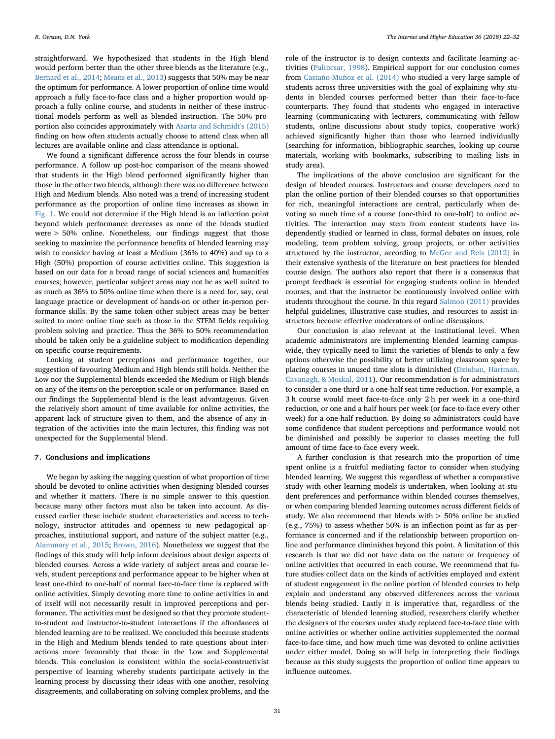straightforward. We hypothesized that students in the High blend would perform better than the other three blends as the literature (e.g., Bernard et al., 2014; Means et al., 2013) suggests that 50% may be near the optimum for performance. A lower proportion of online time would approach a fully face-to-face class and a higher proportion would approach a fully online course, and students in neither of these instructional models perform as well as blended instruction. The 50% proportion also coincides approximately with Asarta and Schmidt's (2015) finding on how often students actually choose to attend class when all lectures are available online and class attendance is optional.

We found a significant difference across the four blends in course performance. A follow up post-hoc comparison of the means showed that students in the High blend performed significantly higher than those in the other two blends, although there was no difference between High and Medium blends. Also noted was a trend of increasing student performance as the proportion of online time increases as shown in Fig. 1. We could not determine if the High blend is an inflection point beyond which performance decreases as none of the blends studied were > 50% online. Nonetheless, our findings suggest that those seeking to maximize the performance benefits of blended learning may wish to consider having at least a Medium (36% to 40%) and up to a High (50%) proportion of course activities online. This suggestion is based on our data for a broad range of social sciences and humanities courses; however, particular subject areas may not be as well suited to as much as 36% to 50% online time when there is a need for, say, oral language practice or development of hands-on or other in-person performance skills. By the same token other subject areas may be better suited to more online time such as those in the STEM fields requiring problem solving and practice. Thus the 36% to 50% recommendation should be taken only be a guideline subject to modification depending on specific course requirements.

Looking at student perceptions and performance together, our suggestion of favouring Medium and High blends still holds. Neither the Low nor the Supplemental blends exceeded the Medium or High blends on any of the items on the perception scale or on performance. Based on our findings the Supplemental blend is the least advantageous. Given the relatively short amount of time available for online activities, the apparent lack of structure given to them, and the absence of any integration of the activities into the main lectures, this finding was not unexpected for the Supplemental blend.

## 7. Conclusions and implications

We began by asking the nagging question of what proportion of time should be devoted to online activities when designing blended courses and whether it matters. There is no simple answer to this question because many other factors must also be taken into account. As discussed earlier these include student characteristics and access to technology, instructor attitudes and openness to new pedagogical approaches, institutional support, and nature of the subject matter (e.g., Alammary et al., 2015; Brown, 2016). Nonetheless we suggest that the findings of this study will help inform decisions about design aspects of blended courses. Across a wide variety of subject areas and course levels, student perceptions and performance appear to be higher when at least one-third to one-half of normal face-to-face time is replaced with online activities. Simply devoting more time to online activities in and of itself will not necessarily result in improved perceptions and performance. The activities must be designed so that they promote student-to-student and instructor-to-student interactions if the affordances of blended learning are to be realized. We concluded this because students in the High and Medium blends tended to rate questions about interactions more favourably that those in the Low and Supplemental blends. This conclusion is consistent within the social-constructivist perspective of learning whereby students participate actively in the learning process by discussing their ideas with one another, resolving disagreements, and collaborating on solving complex problems, and the role of the instructor is to design contexts and facilitate learning activities (Palincsar, 1998). Empirical support for our conclusion comes from Castaño-Muñoz et al. (2014) who studied a very large sample of students across three universities with the goal of explaining why students in blended courses performed better than their face-to-face counterparts. They found that students who engaged in interactive learning (communicating with lecturers, communicating with fellow students, online discussions about study topics, cooperative work) achieved significantly higher than those who learned individually (searching for information, bibliographic searches, looking up course materials, working with bookmarks, subscribing to mailing lists in study area).

The implications of the above conclusion are significant for the design of blended courses. Instructors and course developers need to plan the online portion of their blended courses so that opportunities for rich, meaningful interactions are central, particularly when devoting so much time of a course (one-third to one-half) to online activities. The interaction may stem from content students have independently studied or learned in class, formal debates on issues, role modeling, team problem solving, group projects, or other activities structured by the instructor, according to McGee and Reis (2012) in their extensive synthesis of the literature on best practices for blended course design. The authors also report that there is a consensus that prompt feedback is essential for engaging students online in blended courses, and that the instructor be continuously involved online with students throughout the course. In this regard Salmon (2011) provides helpful guidelines, illustrative case studies, and resources to assist instructors become effective moderators of online discussions.

Our conclusion is also relevant at the institutional level. When academic administrators are implementing blended learning campus-wide, they typically need to limit the varieties of blends to only a few options otherwise the possibility of better utilizing classroom space by placing courses in unused time slots is diminished (Dziuban, Hartman, Cavanagh, & Moskal, 2011). Our recommendation is for administrators to consider a one-third or a one-half seat time reduction. For example, a 3 h course would meet face-to-face only 2 h per week in a one-third reduction, or one and a half hours per week (or face-to-face every other week) for a one-half reduction. By doing so administrators could have some confidence that student perceptions and performance would not be diminished and possibly be superior to classes meeting the full amount of time face-to-face every week.

A further conclusion is that research into the proportion of time spent online is a fruitful mediating factor to consider when studying blended learning. We suggest this regardless of whether a comparative study with other learning models is undertaken, when looking at student preferences and performance within blended courses themselves, or when comparing blended learning outcomes across different fields of study. We also recommend that blends with > 50% online be studied (e.g., 75%) to assess whether 50% is an inflection point as far as performance is concerned and if the relationship between proportion online and performance diminishes beyond this point. A limitation of this research is that we did not have data on the nature or frequency of online activities that occurred in each course. We recommend that future studies collect data on the kinds of activities employed and extent of student engagement in the online portion of blended courses to help explain and understand any observed differences across the various blends being studied. Lastly it is imperative that, regardless of the characteristic of blended learning studied, researchers clarify whether the designers of the courses under study replaced face-to-face time with online activities or whether online activities supplemented the normal face-to-face time, and how much time was devoted to online activities under either model. Doing so will help in interpreting their findings because as this study suggests the proportion of online time appears to influence outcomes.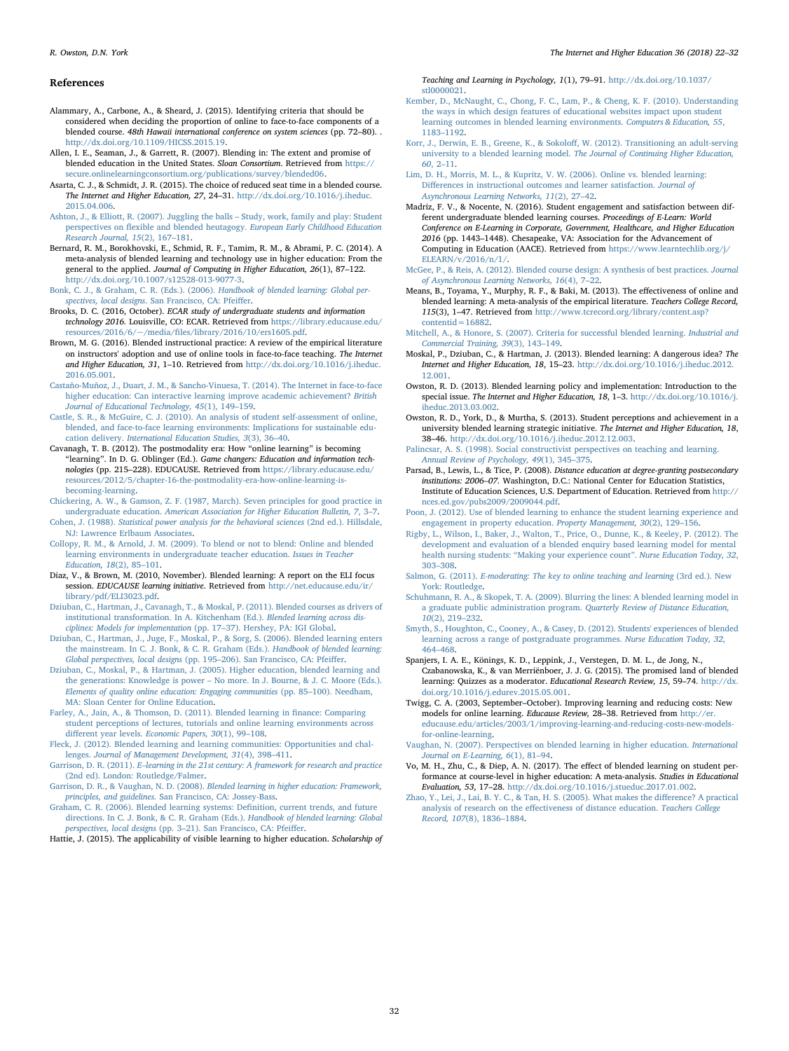## References

Alammary, A., Carbone, A., & Sheard, J. (2015). Identifying criteria that should be considered when deciding the proportion of online to face-to-face components of a blended course. *48th Hawaii international conference on system sciences* (pp. 72–80). . http://dx.doi.org/10.1109/HICSS.2015.19.

Allen, I. E., Seaman, J., & Garrett, R. (2007). Blending in: The extent and promise of blended education in the United States. *Sloan Consortium*. Retrieved from https://secure.onlinelearningconsortium.org/publications/survey/blended06.

Asarta, C. J., & Schmidt, J. R. (2015). The choice of reduced seat time in a blended course. *The Internet and Higher Education, 27*, 24–31. http://dx.doi.org/10.1016/j.iheduc.2015.04.006.

Ashton, J., & Elliott, R. (2007). Juggling the balls – Study, work, family and play: Student perspectives on flexible and blended heutagogy. *European Early Childhood Education Research Journal, 15*(2), 167–181.

Bernard, R. M., Borokhovski, E., Schmid, R. F., Tamim, R. M., & Abrami, P. C. (2014). A meta-analysis of blended learning and technology use in higher education: From the general to the applied. *Journal of Computing in Higher Education, 26*(1), 87–122. http://dx.doi.org/10.1007/s12528-013-9077-3.

Bonk, C. J., & Graham, C. R. (Eds.). (2006). *Handbook of blended learning: Global perspectives, local designs*. San Francisco, CA: Pfeiffer.

Brooks, D. C. (2016, October). *ECAR study of undergraduate students and information technology 2016*. Louisville, CO: ECAR. Retrieved from https://library.educause.edu/resources/2016/6/~/media/files/library/2016/10/ers1605.pdf.

Brown, M. G. (2016). Blended instructional practice: A review of the empirical literature on instructors' adoption and use of online tools in face-to-face teaching. *The Internet and Higher Education, 31*, 1–10. Retrieved from http://dx.doi.org/10.1016/j.iheduc.2016.05.001.

Castaño-Muñoz, J., Duart, J. M., & Sancho-Vinuesa, T. (2014). The Internet in face-to-face higher education: Can interactive learning improve academic achievement? *British Journal of Educational Technology, 45*(1), 149–159.

Castle, S. R., & McGuire, C. J. (2010). An analysis of student self-assessment of online, blended, and face-to-face learning environments: Implications for sustainable education delivery. *International Education Studies, 3*(3), 36–40.

Cavanagh, T. B. (2012). The postmodality era: How "online learning" is becoming "learning". In D. G. Oblinger (Ed.). *Game changers: Education and information technologies* (pp. 215–228). EDUCAUSE. Retrieved from https://library.educause.edu/resources/2012/5/chapter-16-the-postmodality-era-how-online-learning-is-becoming-learning.

Chickering, A. W., & Gamson, Z. F. (1987, March). Seven principles for good practice in undergraduate education. *American Association for Higher Education Bulletin, 7*, 3–7.

Cohen, J. (1988). *Statistical power analysis for the behavioral sciences* (2nd ed.). Hillsdale, NJ: Lawrence Erlbaum Associates.

Collopy, R. M., & Arnold, J. M. (2009). To blend or not to blend: Online and blended learning environments in undergraduate teacher education. *Issues in Teacher Education, 18*(2), 85–101.

Diaz, V., & Brown, M. (2010, November). Blended learning: A report on the ELI focus session. *EDUCAUSE learning initiative*. Retrieved from http://net.educause.edu/ir/library/pdf/ELI3023.pdf.

Dziuban, C., Hartman, J., Cavanagh, T., & Moskal, P. (2011). Blended courses as drivers of institutional transformation. In A. Kitchenham (Ed.). *Blended learning across disciplines: Models for implementation* (pp. 17–37). Hershey, PA: IGI Global.

Dziuban, C., Hartman, J., Juge, F., Moskal, P., & Sorg, S. (2006). Blended learning enters the mainstream. In C. J. Bonk, & C. R. Graham (Eds.). *Handbook of blended learning: Global perspectives, local designs* (pp. 195–206). San Francisco, CA: Pfeiffer.

Dziuban, C., Moskal, P., & Hartman, J. (2005). Higher education, blended learning and the generations: Knowledge is power – No more. In J. Bourne, & J. C. Moore (Eds.). *Elements of quality online education: Engaging communities* (pp. 85–100). Needham, MA: Sloan Center for Online Education.

Farley, A., Jain, A., & Thomson, D. (2011). Blended learning in finance: Comparing student perceptions of lectures, tutorials and online learning environments across different year levels. *Economic Papers, 30*(1), 99–108.

Fleck, J. (2012). Blended learning and learning communities: Opportunities and challenges. *Journal of Management Development, 31*(4), 398–411.

Garrison, D. R. (2011). *E-learning in the 21st century: A framework for research and practice* (2nd ed). London: Routledge/Falmer.

Garrison, D. R., & Vaughan, N. D. (2008). *Blended learning in higher education: Framework, principles, and guidelines*. San Francisco, CA: Jossey-Bass.

Graham, C. R. (2006). Blended learning systems: Definition, current trends, and future directions. In C. J. Bonk, & C. R. Graham (Eds.). *Handbook of blended learning: Global perspectives, local designs* (pp. 3–21). San Francisco, CA: Pfeiffer.

Hattie, J. (2015). The applicability of visible learning to higher education. *Scholarship of Teaching and Learning in Psychology, 1*(1), 79–91. http://dx.doi.org/10.1037/stl0000021.

Kember, D., McNaught, C., Chong, F. C., Lam, P., & Cheng, K. F. (2010). Understanding the ways in which design features of educational websites impact upon student learning outcomes in blended learning environments. *Computers & Education, 55*, 1183–1192.

Korr, J., Derwin, E. B., Greene, K., & Sokoloff, W. (2012). Transitioning an adult-serving university to a blended learning model. *The Journal of Continuing Higher Education, 60*, 2–11.

Lim, D. H., Morris, M. L., & Kupritz, V. W. (2006). Online vs. blended learning: Differences in instructional outcomes and learner satisfaction. *Journal of Asynchronous Learning Networks, 11*(2), 27–42.

Madriz, F. V., & Nocente, N. (2016). Student engagement and satisfaction between different undergraduate blended learning courses. *Proceedings of E-Learn: World Conference on E-Learning in Corporate, Government, Healthcare, and Higher Education 2016* (pp. 1443–1448). Chesapeake, VA: Association for the Advancement of Computing in Education (AACE). Retrieved from https://www.learntechlib.org/j/ELEARN/v/2016/n/1/.

McGee, P., & Reis, A. (2012). Blended course design: A synthesis of best practices. *Journal of Asynchronous Learning Networks, 16*(4), 7–22.

Means, B., Toyama, Y., Murphy, R. F., & Baki, M. (2013). The effectiveness of online and blended learning: A meta-analysis of the empirical literature. *Teachers College Record, 115*(3), 1–47. Retrieved from http://www.tcrecord.org/library/content.asp?contentid=16882.

Mitchell, A., & Honore, S. (2007). Criteria for successful blended learning. *Industrial and Commercial Training, 39*(3), 143–149.

Moskal, P., Dziuban, C., & Hartman, J. (2013). Blended learning: A dangerous idea? *The Internet and Higher Education, 18*, 15–23. http://dx.doi.org/10.1016/j.iheduc.2012.12.001.

Owston, R. D. (2013). Blended learning policy and implementation: Introduction to the special issue. *The Internet and Higher Education, 18*, 1–3. http://dx.doi.org/10.1016/j.iheduc.2013.03.002.

Owston, R. D., York, D., & Murtha, S. (2013). Student perceptions and achievement in a university blended learning strategic initiative. *The Internet and Higher Education, 18*, 38–46. http://dx.doi.org/10.1016/j.iheduc.2012.12.003.

Palincsar, A. S. (1998). Social constructivist perspectives on teaching and learning. *Annual Review of Psychology, 49*(1), 345–375.

Parsad, B., Lewis, L., & Tice, P. (2008). *Distance education at degree-granting postsecondary institutions: 2006–07*. Washington, D.C.: National Center for Education Statistics, Institute of Education Sciences, U.S. Department of Education. Retrieved from http://nces.ed.gov/pubs2009/2009044.pdf.

Poon, J. (2012). Use of blended learning to enhance the student learning experience and engagement in property education. *Property Management, 30*(2), 129–156.

Rigby, L., Wilson, I., Baker, J., Walton, T., Price, O., Dunne, K., & Keeley, P. (2012). The development and evaluation of a blended enquiry based learning model for mental health nursing students: "Making your experience count". *Nurse Education Today, 32*, 303–308.

Salmon, G. (2011). *E-moderating: The key to online teaching and learning* (3rd ed.). New York: Routledge.

Schuhmann, R. A., & Skopek, T. A. (2009). Blurring the lines: A blended learning model in a graduate public administration program. *Quarterly Review of Distance Education, 10*(2), 219–232.

Smyth, S., Houghton, C., Cooney, A., & Casey, D. (2012). Students' experiences of blended learning across a range of postgraduate programmes. *Nurse Education Today, 32*, 464–468.

Spanjers, I. A. E., Könings, K. D., Leppink, J., Verstegen, D. M. L., de Jong, N., Czabanowska, K., & van Merriënboer, J. J. G. (2015). The promised land of blended learning: Quizzes as a moderator. *Educational Research Review, 15*, 59–74. http://dx.doi.org/10.1016/j.edurev.2015.05.001.

Twigg, C. A. (2003, September–October). Improving learning and reducing costs: New models for online learning. *Educause Review*, 28–38. Retrieved from http://er.educause.edu/articles/2003/1/improving-learning-and-reducing-costs-new-models-for-online-learning.

Vaughan, N. (2007). Perspectives on blended learning in higher education. *International Journal on E-Learning, 6*(1), 81–94.

Vo, M. H., Zhu, C., & Diep, A. N. (2017). The effect of blended learning on student performance at course-level in higher education: A meta-analysis. *Studies in Educational Evaluation, 53*, 17–28. http://dx.doi.org/10.1016/j.stueduc.2017.01.002.

Zhao, Y., Lei, J., Lai, B. Y. C., & Tan, H. S. (2005). What makes the difference? A practical analysis of research on the effectiveness of distance education. *Teachers College Record, 107*(8), 1836–1884.